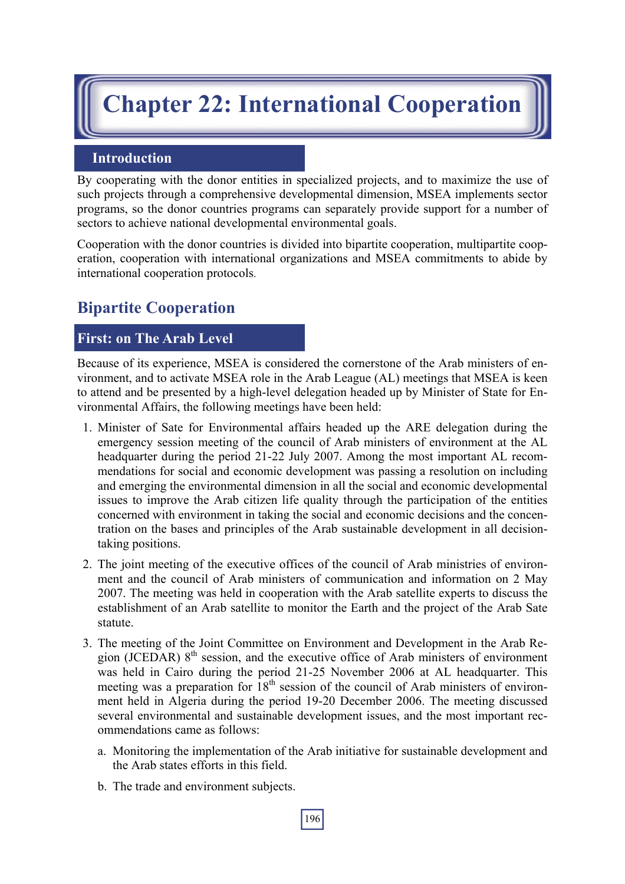# Chapter 22: International Cooperation

## Introduction

By cooperating with the donor entities in specialized projects, and to maximize the use of such projects through a comprehensive developmental dimension, MSEA implements sector programs, so the donor countries programs can separately provide support for a number of sectors to achieve national developmental environmental goals.

Cooperation with the donor countries is divided into bipartite cooperation, multipartite cooperation, cooperation with international organizations and MSEA commitments to abide by international cooperation protocols.

## Bipartite Cooperation

### First: on The Arab Level

Because of its experience, MSEA is considered the cornerstone of the Arab ministers of environment, and to activate MSEA role in the Arab League (AL) meetings that MSEA is keen to attend and be presented by a high-level delegation headed up by Minister of State for Environmental Affairs, the following meetings have been held:

1. Minister of Sate for Environmental affairs headed up the ARE delegation during the emergency session meeting of the council of Arab ministers of environment at the AL headquarter during the period 21-22 July 2007. Among the most important AL recommendations for social and economic development was passing a resolution on including and emerging the environmental dimension in all the social and economic developmental issues to improve the Arab citizen life quality through the participation of the entities concerned with environment in taking the social and economic decisions and the concentration on the bases and principles of the Arab sustainable development in all decision-taking positions.
2. The joint meeting of the executive offices of the council of Arab ministries of environment and the council of Arab ministers of communication and information on 2 May 2007. The meeting was held in cooperation with the Arab satellite experts to discuss the establishment of an Arab satellite to monitor the Earth and the project of the Arab Sate statute.
3. The meeting of the Joint Committee on Environment and Development in the Arab Region (JCEDAR) 8th session, and the executive office of Arab ministers of environment was held in Cairo during the period 21-25 November 2006 at AL headquarter. This meeting was a preparation for 18th session of the council of Arab ministers of environment held in Algeria during the period 19-20 December 2006. The meeting discussed several environmental and sustainable development issues, and the most important recommendations came as follows:
    a. Monitoring the implementation of the Arab initiative for sustainable development and the Arab states efforts in this field.
    b. The trade and environment subjects.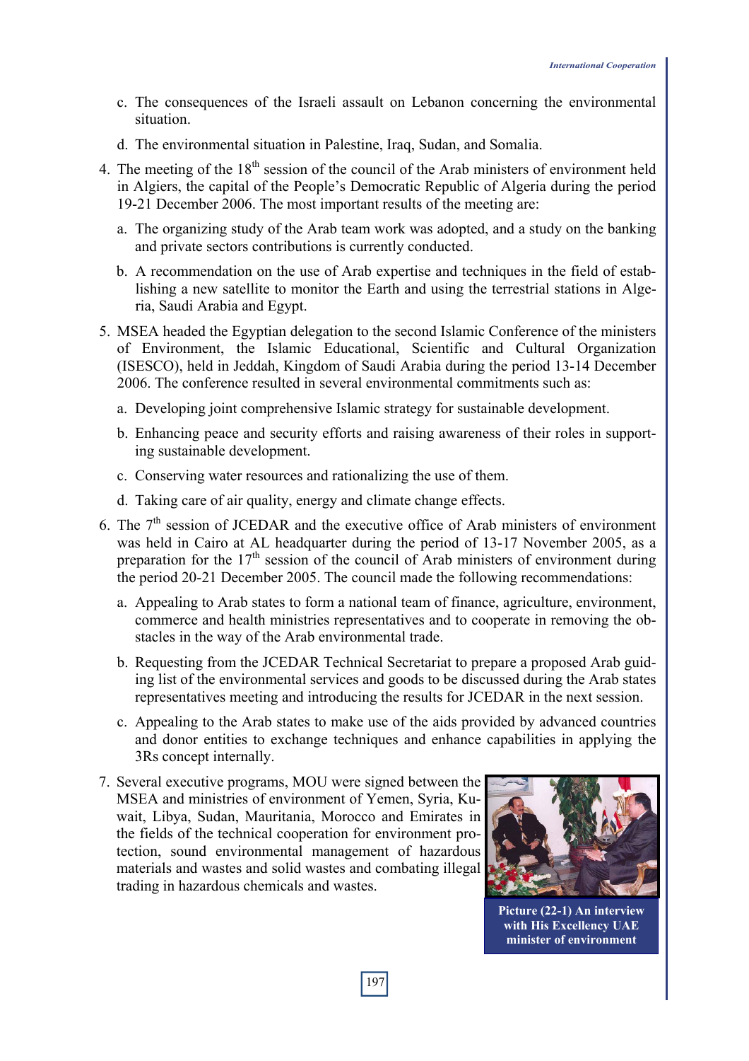c. The consequences of the Israeli assault on Lebanon concerning the environmental situation.

d. The environmental situation in Palestine, Iraq, Sudan, and Somalia.

4. The meeting of the 18th session of the council of the Arab ministers of environment held in Algiers, the capital of the People's Democratic Republic of Algeria during the period 19-21 December 2006. The most important results of the meeting are:

   a. The organizing study of the Arab team work was adopted, and a study on the banking and private sectors contributions is currently conducted.

   b. A recommendation on the use of Arab expertise and techniques in the field of establishing a new satellite to monitor the Earth and using the terrestrial stations in Algeria, Saudi Arabia and Egypt.

5. MSEA headed the Egyptian delegation to the second Islamic Conference of the ministers of Environment, the Islamic Educational, Scientific and Cultural Organization (ISESCO), held in Jeddah, Kingdom of Saudi Arabia during the period 13-14 December 2006. The conference resulted in several environmental commitments such as:

   a. Developing joint comprehensive Islamic strategy for sustainable development.

   b. Enhancing peace and security efforts and raising awareness of their roles in supporting sustainable development.

   c. Conserving water resources and rationalizing the use of them.

   d. Taking care of air quality, energy and climate change effects.

6. The 7th session of JCEDAR and the executive office of Arab ministers of environment was held in Cairo at AL headquarter during the period of 13-17 November 2005, as a preparation for the 17th session of the council of Arab ministers of environment during the period 20-21 December 2005. The council made the following recommendations:

   a. Appealing to Arab states to form a national team of finance, agriculture, environment, commerce and health ministries representatives and to cooperate in removing the obstacles in the way of the Arab environmental trade.

   b. Requesting from the JCEDAR Technical Secretariat to prepare a proposed Arab guiding list of the environmental services and goods to be discussed during the Arab states representatives meeting and introducing the results for JCEDAR in the next session.

   c. Appealing to the Arab states to make use of the aids provided by advanced countries and donor entities to exchange techniques and enhance capabilities in applying the 3Rs concept internally.

7. Several executive programs, MOU were signed between the MSEA and ministries of environment of Yemen, Syria, Kuwait, Libya, Sudan, Mauritania, Morocco and Emirates in the fields of the technical cooperation for environment protection, sound environmental management of hazardous materials and wastes and solid wastes and combating illegal trading in hazardous chemicals and wastes.

**Picture (22-1) An interview with His Excellency UAE minister of environment**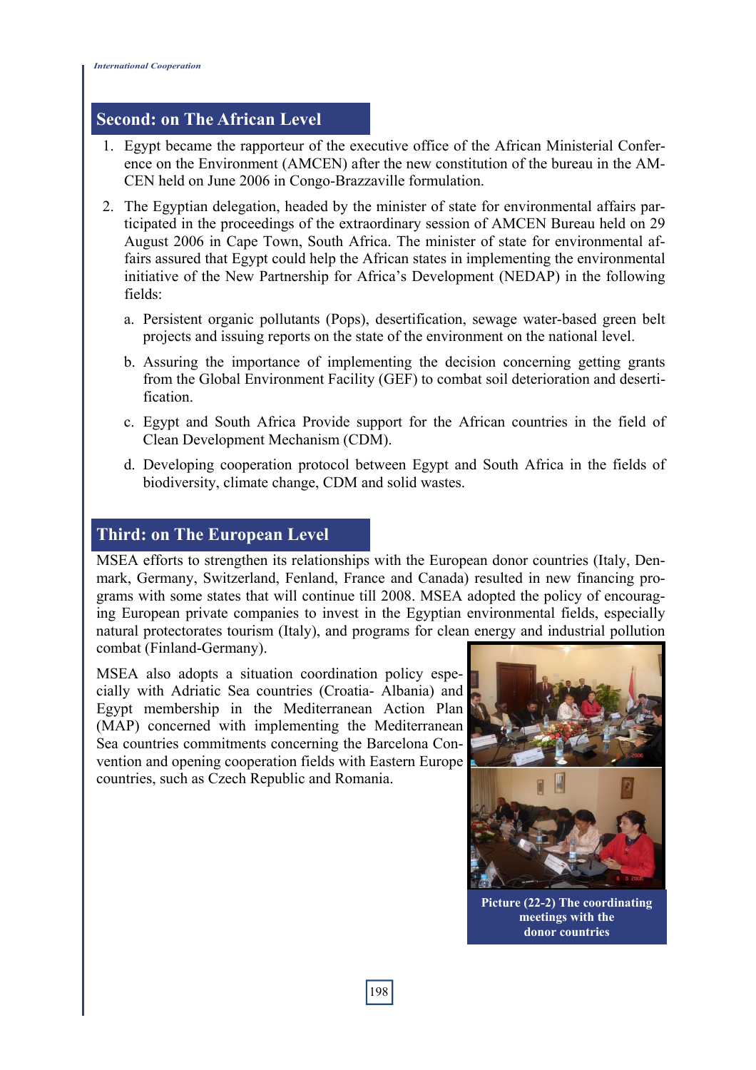## Second: on The African Level

1. Egypt became the rapporteur of the executive office of the African Ministerial Conference on the Environment (AMCEN) after the new constitution of the bureau in the AMCEN held on June 2006 in Congo-Brazzaville formulation.

2. The Egyptian delegation, headed by the minister of state for environmental affairs participated in the proceedings of the extraordinary session of AMCEN Bureau held on 29 August 2006 in Cape Town, South Africa. The minister of state for environmental affairs assured that Egypt could help the African states in implementing the environmental initiative of the New Partnership for Africa's Development (NEDAP) in the following fields:

   a. Persistent organic pollutants (Pops), desertification, sewage water-based green belt projects and issuing reports on the state of the environment on the national level.

   b. Assuring the importance of implementing the decision concerning getting grants from the Global Environment Facility (GEF) to combat soil deterioration and desertification.

   c. Egypt and South Africa Provide support for the African countries in the field of Clean Development Mechanism (CDM).

   d. Developing cooperation protocol between Egypt and South Africa in the fields of biodiversity, climate change, CDM and solid wastes.

## Third: on The European Level

MSEA efforts to strengthen its relationships with the European donor countries (Italy, Denmark, Germany, Switzerland, Fenland, France and Canada) resulted in new financing programs with some states that will continue till 2008. MSEA adopted the policy of encouraging European private companies to invest in the Egyptian environmental fields, especially natural protectorates tourism (Italy), and programs for clean energy and industrial pollution combat (Finland-Germany).

MSEA also adopts a situation coordination policy especially with Adriatic Sea countries (Croatia- Albania) and Egypt membership in the Mediterranean Action Plan (MAP) concerned with implementing the Mediterranean Sea countries commitments concerning the Barcelona Convention and opening cooperation fields with Eastern Europe countries, such as Czech Republic and Romania.

**Picture (22-2) The coordinating meetings with the donor countries**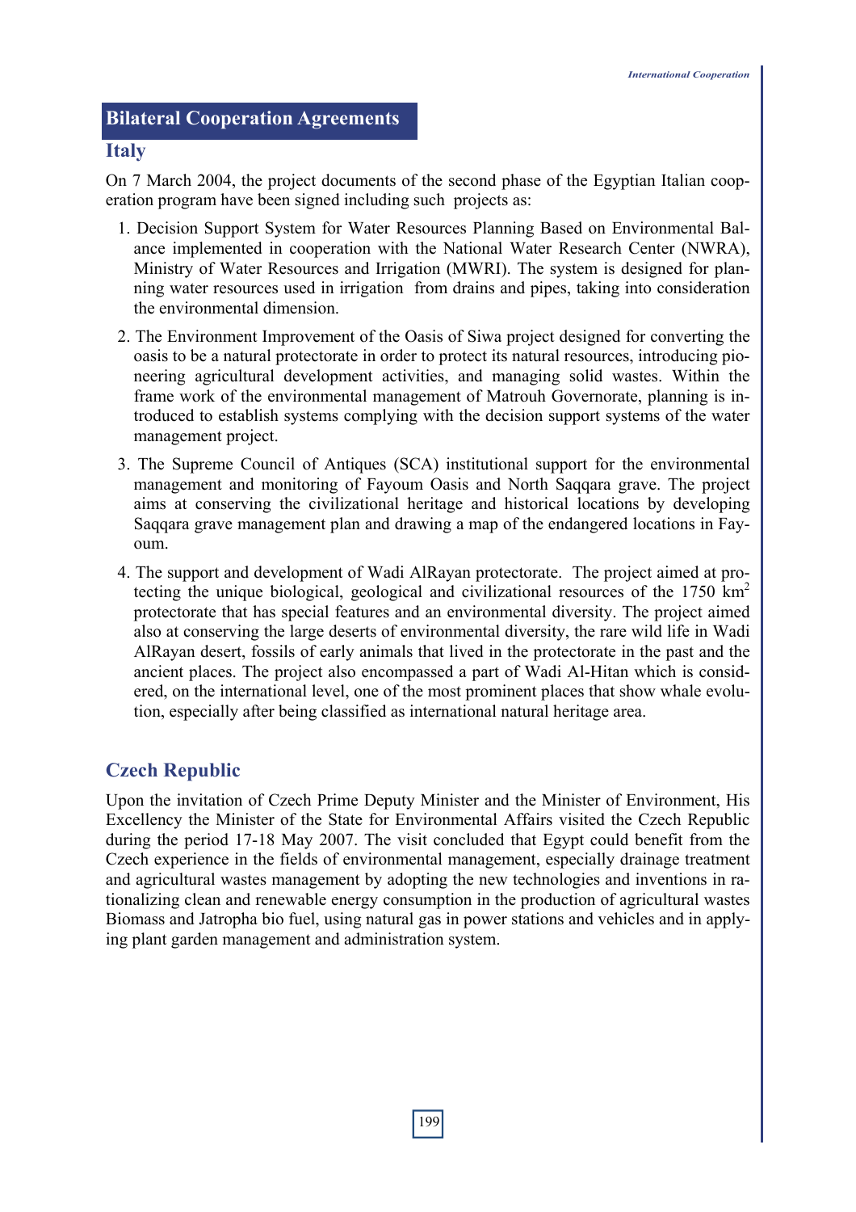## Bilateral Cooperation Agreements

### Italy

On 7 March 2004, the project documents of the second phase of the Egyptian Italian cooperation program have been signed including such projects as:

1. Decision Support System for Water Resources Planning Based on Environmental Balance implemented in cooperation with the National Water Research Center (NWRA), Ministry of Water Resources and Irrigation (MWRI). The system is designed for planning water resources used in irrigation from drains and pipes, taking into consideration the environmental dimension.
2. The Environment Improvement of the Oasis of Siwa project designed for converting the oasis to be a natural protectorate in order to protect its natural resources, introducing pioneering agricultural development activities, and managing solid wastes. Within the frame work of the environmental management of Matrouh Governorate, planning is introduced to establish systems complying with the decision support systems of the water management project.
3. The Supreme Council of Antiques (SCA) institutional support for the environmental management and monitoring of Fayoum Oasis and North Saqqara grave. The project aims at conserving the civilizational heritage and historical locations by developing Saqqara grave management plan and drawing a map of the endangered locations in Fayoum.
4. The support and development of Wadi AlRayan protectorate. The project aimed at protecting the unique biological, geological and civilizational resources of the 1750 $km^2$ protectorate that has special features and an environmental diversity. The project aimed also at conserving the large deserts of environmental diversity, the rare wild life in Wadi AlRayan desert, fossils of early animals that lived in the protectorate in the past and the ancient places. The project also encompassed a part of Wadi Al-Hitan which is considered, on the international level, one of the most prominent places that show whale evolution, especially after being classified as international natural heritage area.

### Czech Republic

Upon the invitation of Czech Prime Deputy Minister and the Minister of Environment, His Excellency the Minister of the State for Environmental Affairs visited the Czech Republic during the period 17-18 May 2007. The visit concluded that Egypt could benefit from the Czech experience in the fields of environmental management, especially drainage treatment and agricultural wastes management by adopting the new technologies and inventions in rationalizing clean and renewable energy consumption in the production of agricultural wastes Biomass and Jatropha bio fuel, using natural gas in power stations and vehicles and in applying plant garden management and administration system.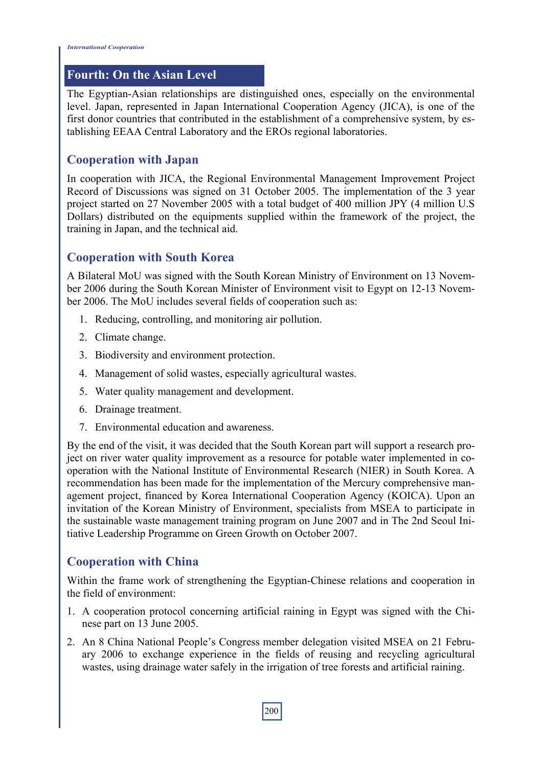## Fourth: On the Asian Level

The Egyptian-Asian relationships are distinguished ones, especially on the environmental level. Japan, represented in Japan International Cooperation Agency (JICA), is one of the first donor countries that contributed in the establishment of a comprehensive system, by establishing EEAA Central Laboratory and the EROs regional laboratories.

### Cooperation with Japan

In cooperation with JICA, the Regional Environmental Management Improvement Project Record of Discussions was signed on 31 October 2005. The implementation of the 3 year project started on 27 November 2005 with a total budget of 400 million JPY (4 million U.S Dollars) distributed on the equipments supplied within the framework of the project, the training in Japan, and the technical aid.

### Cooperation with South Korea

A Bilateral MoU was signed with the South Korean Ministry of Environment on 13 November 2006 during the South Korean Minister of Environment visit to Egypt on 12-13 November 2006. The MoU includes several fields of cooperation such as:

1. Reducing, controlling, and monitoring air pollution.
2. Climate change.
3. Biodiversity and environment protection.
4. Management of solid wastes, especially agricultural wastes.
5. Water quality management and development.
6. Drainage treatment.
7. Environmental education and awareness.

By the end of the visit, it was decided that the South Korean part will support a research project on river water quality improvement as a resource for potable water implemented in cooperation with the National Institute of Environmental Research (NIER) in South Korea. A recommendation has been made for the implementation of the Mercury comprehensive management project, financed by Korea International Cooperation Agency (KOICA). Upon an invitation of the Korean Ministry of Environment, specialists from MSEA to participate in the sustainable waste management training program on June 2007 and in The 2nd Seoul Initiative Leadership Programme on Green Growth on October 2007.

### Cooperation with China

Within the frame work of strengthening the Egyptian-Chinese relations and cooperation in the field of environment:

1. A cooperation protocol concerning artificial raining in Egypt was signed with the Chinese part on 13 June 2005.
2. An 8 China National People's Congress member delegation visited MSEA on 21 February 2006 to exchange experience in the fields of reusing and recycling agricultural wastes, using drainage water safely in the irrigation of tree forests and artificial raining.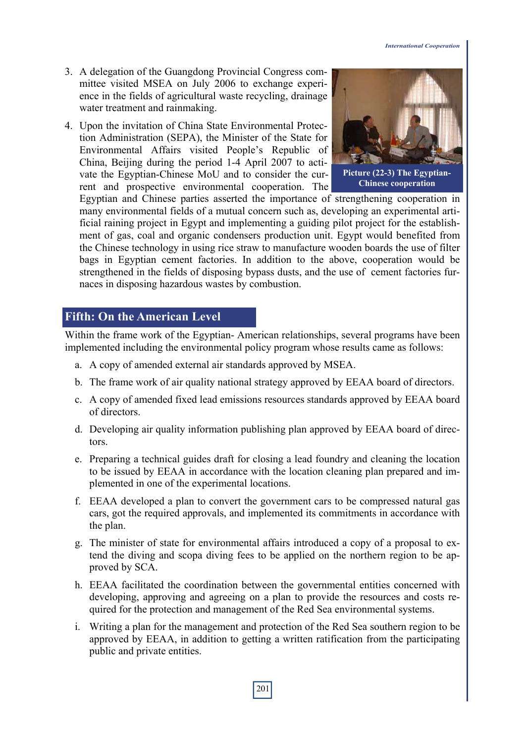3. A delegation of the Guangdong Provincial Congress committee visited MSEA on July 2006 to exchange experience in the fields of agricultural waste recycling, drainage water treatment and rainmaking.
4. Upon the invitation of China State Environmental Protection Administration (SEPA), the Minister of the State for Environmental Affairs visited People's Republic of China, Beijing during the period 1-4 April 2007 to activate the Egyptian-Chinese MoU and to consider the current and prospective environmental cooperation. The Egyptian and Chinese parties asserted the importance of strengthening cooperation in many environmental fields of a mutual concern such as, developing an experimental artificial raining project in Egypt and implementing a guiding pilot project for the establishment of gas, coal and organic condensers production unit. Egypt would benefited from the Chinese technology in using rice straw to manufacture wooden boards the use of filter bags in Egyptian cement factories. In addition to the above, cooperation would be strengthened in the fields of disposing bypass dusts, and the use of cement factories furnaces in disposing hazardous wastes by combustion.

**Picture (22-3) The Egyptian-Chinese cooperation**

## Fifth: On the American Level

Within the frame work of the Egyptian- American relationships, several programs have been implemented including the environmental policy program whose results came as follows:

a. A copy of amended external air standards approved by MSEA.
b. The frame work of air quality national strategy approved by EEAA board of directors.
c. A copy of amended fixed lead emissions resources standards approved by EEAA board of directors.
d. Developing air quality information publishing plan approved by EEAA board of directors.
e. Preparing a technical guides draft for closing a lead foundry and cleaning the location to be issued by EEAA in accordance with the location cleaning plan prepared and implemented in one of the experimental locations.
f. EEAA developed a plan to convert the government cars to be compressed natural gas cars, got the required approvals, and implemented its commitments in accordance with the plan.
g. The minister of state for environmental affairs introduced a copy of a proposal to extend the diving and scopa diving fees to be applied on the northern region to be approved by SCA.
h. EEAA facilitated the coordination between the governmental entities concerned with developing, approving and agreeing on a plan to provide the resources and costs required for the protection and management of the Red Sea environmental systems.
i. Writing a plan for the management and protection of the Red Sea southern region to be approved by EEAA, in addition to getting a written ratification from the participating public and private entities.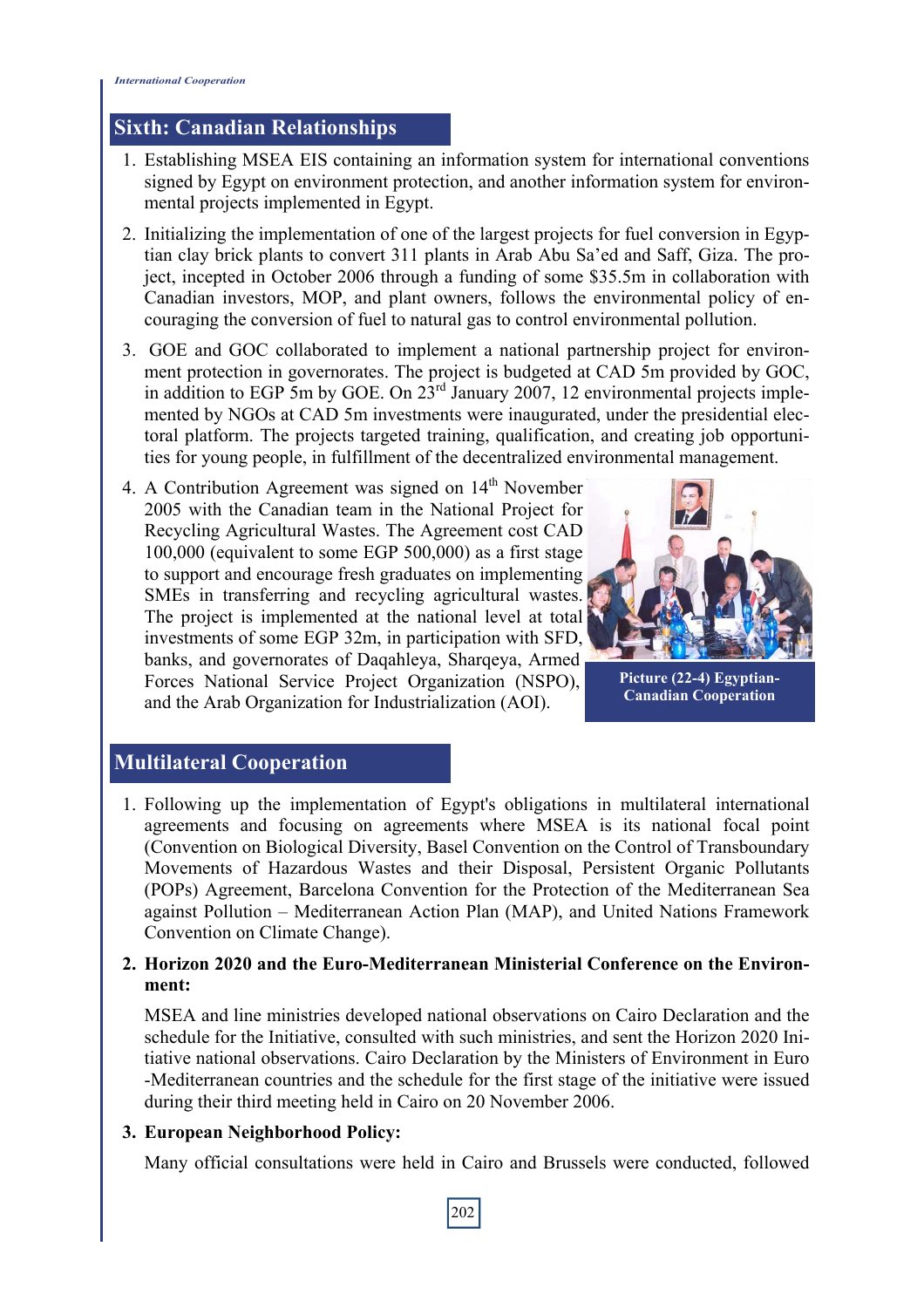## Sixth: Canadian Relationships

1. Establishing MSEA EIS containing an information system for international conventions signed by Egypt on environment protection, and another information system for environmental projects implemented in Egypt.
2. Initializing the implementation of one of the largest projects for fuel conversion in Egyptian clay brick plants to convert 311 plants in Arab Abu Sa'ed and Saff, Giza. The project, incepted in October 2006 through a funding of some $35.5m in collaboration with Canadian investors, MOP, and plant owners, follows the environmental policy of encouraging the conversion of fuel to natural gas to control environmental pollution.
3. GOE and GOC collaborated to implement a national partnership project for environment protection in governorates. The project is budgeted at CAD 5m provided by GOC, in addition to EGP 5m by GOE. On 23rd January 2007, 12 environmental projects implemented by NGOs at CAD 5m investments were inaugurated, under the presidential electoral platform. The projects targeted training, qualification, and creating job opportunities for young people, in fulfillment of the decentralized environmental management.
4. A Contribution Agreement was signed on 14th November 2005 with the Canadian team in the National Project for Recycling Agricultural Wastes. The Agreement cost CAD 100,000 (equivalent to some EGP 500,000) as a first stage to support and encourage fresh graduates on implementing SMEs in transferring and recycling agricultural wastes. The project is implemented at the national level at total investments of some EGP 32m, in participation with SFD, banks, and governorates of Daqahleya, Sharqeya, Armed Forces National Service Project Organization (NSPO), and the Arab Organization for Industrialization (AOI).

**Picture (22-4) Egyptian-Canadian Cooperation**

## Multilateral Cooperation

1. Following up the implementation of Egypt's obligations in multilateral international agreements and focusing on agreements where MSEA is its national focal point (Convention on Biological Diversity, Basel Convention on the Control of Transboundary Movements of Hazardous Wastes and their Disposal, Persistent Organic Pollutants (POPs) Agreement, Barcelona Convention for the Protection of the Mediterranean Sea against Pollution – Mediterranean Action Plan (MAP), and United Nations Framework Convention on Climate Change).

2. **Horizon 2020 and the Euro-Mediterranean Ministerial Conference on the Environment:**

   MSEA and line ministries developed national observations on Cairo Declaration and the schedule for the Initiative, consulted with such ministries, and sent the Horizon 2020 Initiative national observations. Cairo Declaration by the Ministers of Environment in Euro -Mediterranean countries and the schedule for the first stage of the initiative were issued during their third meeting held in Cairo on 20 November 2006.

3. **European Neighborhood Policy:**

   Many official consultations were held in Cairo and Brussels were conducted, followed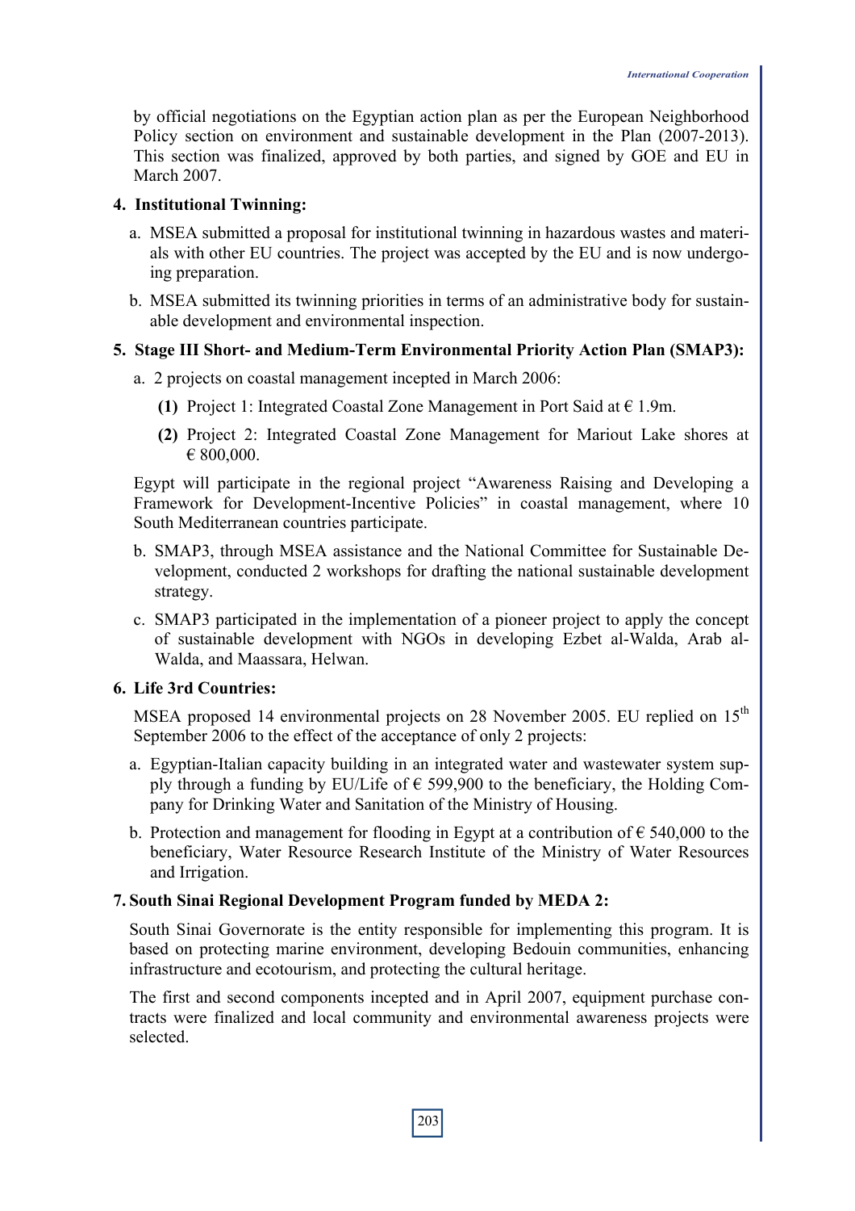by official negotiations on the Egyptian action plan as per the European Neighborhood Policy section on environment and sustainable development in the Plan (2007-2013). This section was finalized, approved by both parties, and signed by GOE and EU in March 2007.

**4. Institutional Twinning:**

a. MSEA submitted a proposal for institutional twinning in hazardous wastes and materials with other EU countries. The project was accepted by the EU and is now undergoing preparation.

b. MSEA submitted its twinning priorities in terms of an administrative body for sustainable development and environmental inspection.

**5. Stage III Short- and Medium-Term Environmental Priority Action Plan (SMAP3):**

a. 2 projects on coastal management incepted in March 2006:

**(1)** Project 1: Integrated Coastal Zone Management in Port Said at € 1.9m.

**(2)** Project 2: Integrated Coastal Zone Management for Mariout Lake shores at € 800,000.

Egypt will participate in the regional project "Awareness Raising and Developing a Framework for Development-Incentive Policies" in coastal management, where 10 South Mediterranean countries participate.

b. SMAP3, through MSEA assistance and the National Committee for Sustainable Development, conducted 2 workshops for drafting the national sustainable development strategy.

c. SMAP3 participated in the implementation of a pioneer project to apply the concept of sustainable development with NGOs in developing Ezbet al-Walda, Arab al-Walda, and Maassara, Helwan.

**6. Life 3rd Countries:**

MSEA proposed 14 environmental projects on 28 November 2005. EU replied on 15th September 2006 to the effect of the acceptance of only 2 projects:

a. Egyptian-Italian capacity building in an integrated water and wastewater system supply through a funding by EU/Life of € 599,900 to the beneficiary, the Holding Company for Drinking Water and Sanitation of the Ministry of Housing.

b. Protection and management for flooding in Egypt at a contribution of € 540,000 to the beneficiary, Water Resource Research Institute of the Ministry of Water Resources and Irrigation.

**7. South Sinai Regional Development Program funded by MEDA 2:**

South Sinai Governorate is the entity responsible for implementing this program. It is based on protecting marine environment, developing Bedouin communities, enhancing infrastructure and ecotourism, and protecting the cultural heritage.

The first and second components incepted and in April 2007, equipment purchase contracts were finalized and local community and environmental awareness projects were selected.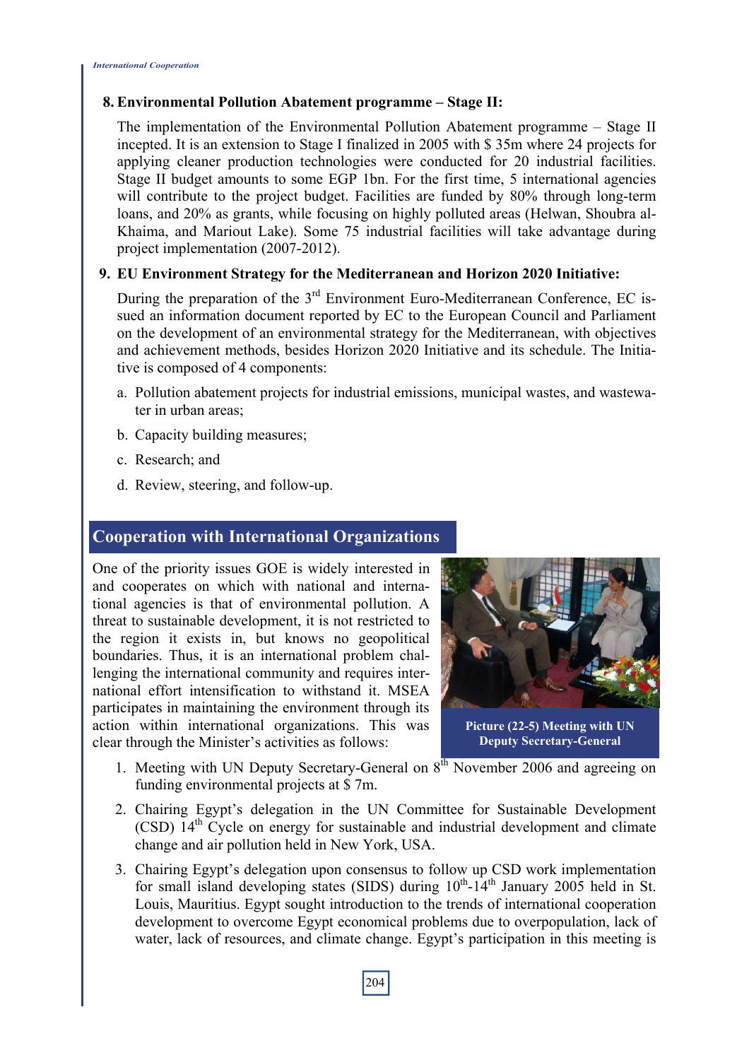**8. Environmental Pollution Abatement programme – Stage II:**

The implementation of the Environmental Pollution Abatement programme – Stage II incepted. It is an extension to Stage I finalized in 2005 with $ 35m where 24 projects for applying cleaner production technologies were conducted for 20 industrial facilities. Stage II budget amounts to some EGP 1bn. For the first time, 5 international agencies will contribute to the project budget. Facilities are funded by 80% through long-term loans, and 20% as grants, while focusing on highly polluted areas (Helwan, Shoubra al-Khaima, and Mariout Lake). Some 75 industrial facilities will take advantage during project implementation (2007-2012).

**9. EU Environment Strategy for the Mediterranean and Horizon 2020 Initiative:**

During the preparation of the 3rd Environment Euro-Mediterranean Conference, EC issued an information document reported by EC to the European Council and Parliament on the development of an environmental strategy for the Mediterranean, with objectives and achievement methods, besides Horizon 2020 Initiative and its schedule. The Initiative is composed of 4 components:

a. Pollution abatement projects for industrial emissions, municipal wastes, and wastewater in urban areas;

b. Capacity building measures;

c. Research; and

d. Review, steering, and follow-up.

## Cooperation with International Organizations

One of the priority issues GOE is widely interested in and cooperates on which with national and international agencies is that of environmental pollution. A threat to sustainable development, it is not restricted to the region it exists in, but knows no geopolitical boundaries. Thus, it is an international problem challenging the international community and requires international effort intensification to withstand it. MSEA participates in maintaining the environment through its action within international organizations. This was clear through the Minister's activities as follows:

**Picture (22-5) Meeting with UN Deputy Secretary-General**

1. Meeting with UN Deputy Secretary-General on 8th November 2006 and agreeing on funding environmental projects at $ 7m.

2. Chairing Egypt's delegation in the UN Committee for Sustainable Development (CSD) 14th Cycle on energy for sustainable and industrial development and climate change and air pollution held in New York, USA.

3. Chairing Egypt's delegation upon consensus to follow up CSD work implementation for small island developing states (SIDS) during 10th-14th January 2005 held in St. Louis, Mauritius. Egypt sought introduction to the trends of international cooperation development to overcome Egypt economical problems due to overpopulation, lack of water, lack of resources, and climate change. Egypt's participation in this meeting is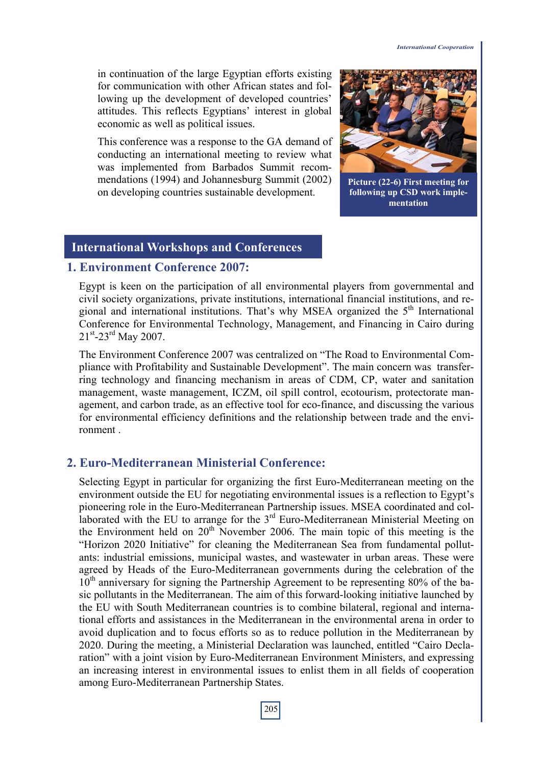in continuation of the large Egyptian efforts existing for communication with other African states and following up the development of developed countries' attitudes. This reflects Egyptians' interest in global economic as well as political issues.

This conference was a response to the GA demand of conducting an international meeting to review what was implemented from Barbados Summit recommendations (1994) and Johannesburg Summit (2002) on developing countries sustainable development.

**Picture (22-6) First meeting for following up CSD work implementation**

## International Workshops and Conferences

### 1. Environment Conference 2007:

Egypt is keen on the participation of all environmental players from governmental and civil society organizations, private institutions, international financial institutions, and regional and international institutions. That's why MSEA organized the 5th International Conference for Environmental Technology, Management, and Financing in Cairo during 21st-23rd May 2007.

The Environment Conference 2007 was centralized on "The Road to Environmental Compliance with Profitability and Sustainable Development". The main concern was transferring technology and financing mechanism in areas of CDM, CP, water and sanitation management, waste management, ICZM, oil spill control, ecotourism, protectorate management, and carbon trade, as an effective tool for eco-finance, and discussing the various for environmental efficiency definitions and the relationship between trade and the environment .

### 2. Euro-Mediterranean Ministerial Conference:

Selecting Egypt in particular for organizing the first Euro-Mediterranean meeting on the environment outside the EU for negotiating environmental issues is a reflection to Egypt's pioneering role in the Euro-Mediterranean Partnership issues. MSEA coordinated and collaborated with the EU to arrange for the 3rd Euro-Mediterranean Ministerial Meeting on the Environment held on 20th November 2006. The main topic of this meeting is the "Horizon 2020 Initiative" for cleaning the Mediterranean Sea from fundamental pollutants: industrial emissions, municipal wastes, and wastewater in urban areas. These were agreed by Heads of the Euro-Mediterranean governments during the celebration of the 10th anniversary for signing the Partnership Agreement to be representing 80% of the basic pollutants in the Mediterranean. The aim of this forward-looking initiative launched by the EU with South Mediterranean countries is to combine bilateral, regional and international efforts and assistances in the Mediterranean in the environmental arena in order to avoid duplication and to focus efforts so as to reduce pollution in the Mediterranean by 2020. During the meeting, a Ministerial Declaration was launched, entitled "Cairo Declaration" with a joint vision by Euro-Mediterranean Environment Ministers, and expressing an increasing interest in environmental issues to enlist them in all fields of cooperation among Euro-Mediterranean Partnership States.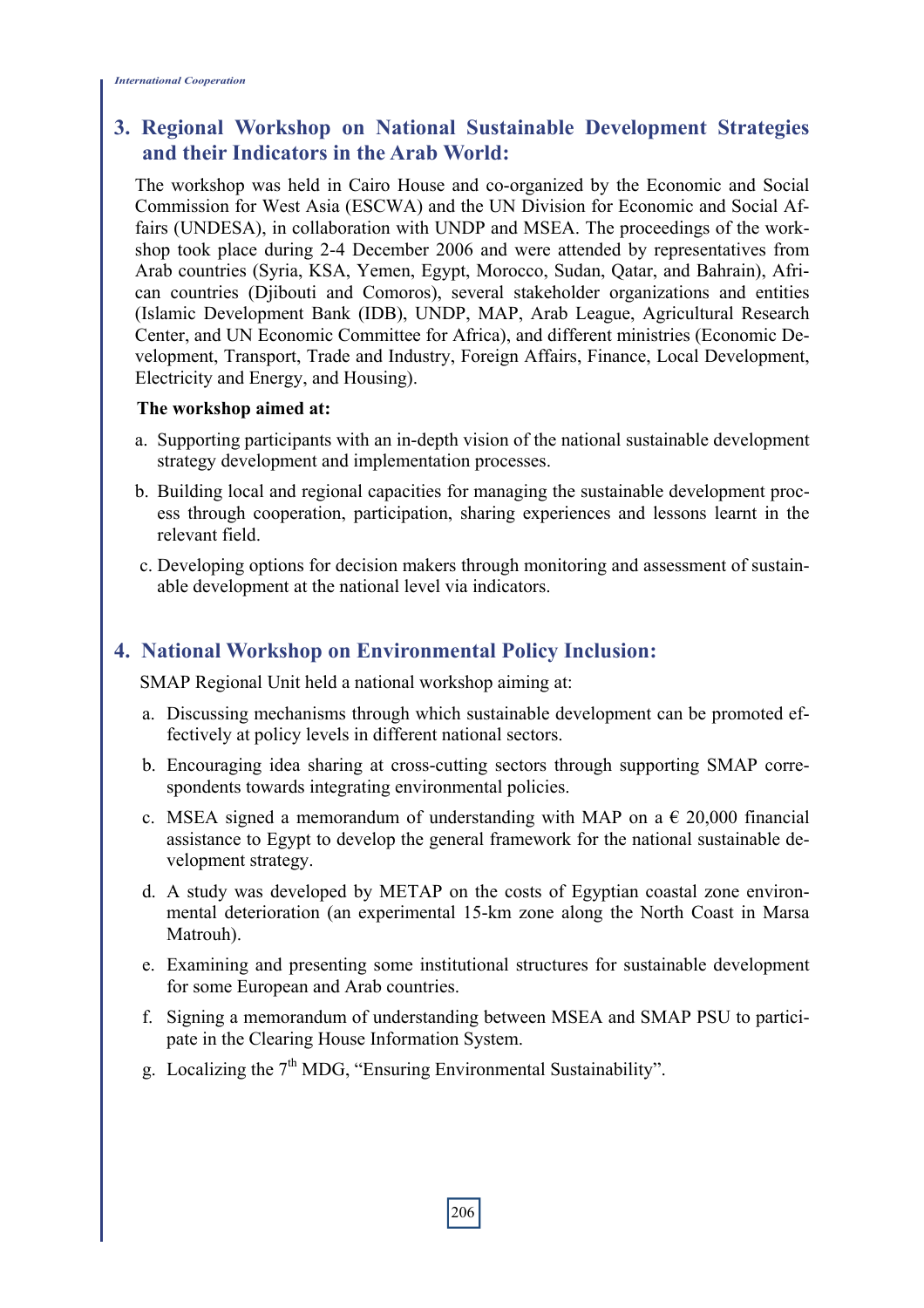## 3. Regional Workshop on National Sustainable Development Strategies and their Indicators in the Arab World:

The workshop was held in Cairo House and co-organized by the Economic and Social Commission for West Asia (ESCWA) and the UN Division for Economic and Social Affairs (UNDESA), in collaboration with UNDP and MSEA. The proceedings of the workshop took place during 2-4 December 2006 and were attended by representatives from Arab countries (Syria, KSA, Yemen, Egypt, Morocco, Sudan, Qatar, and Bahrain), African countries (Djibouti and Comoros), several stakeholder organizations and entities (Islamic Development Bank (IDB), UNDP, MAP, Arab League, Agricultural Research Center, and UN Economic Committee for Africa), and different ministries (Economic Development, Transport, Trade and Industry, Foreign Affairs, Finance, Local Development, Electricity and Energy, and Housing).

**The workshop aimed at:**

a. Supporting participants with an in-depth vision of the national sustainable development strategy development and implementation processes.

b. Building local and regional capacities for managing the sustainable development process through cooperation, participation, sharing experiences and lessons learnt in the relevant field.

c. Developing options for decision makers through monitoring and assessment of sustainable development at the national level via indicators.

## 4. National Workshop on Environmental Policy Inclusion:

SMAP Regional Unit held a national workshop aiming at:

a. Discussing mechanisms through which sustainable development can be promoted effectively at policy levels in different national sectors.

b. Encouraging idea sharing at cross-cutting sectors through supporting SMAP correspondents towards integrating environmental policies.

c. MSEA signed a memorandum of understanding with MAP on a € 20,000 financial assistance to Egypt to develop the general framework for the national sustainable development strategy.

d. A study was developed by METAP on the costs of Egyptian coastal zone environmental deterioration (an experimental 15-km zone along the North Coast in Marsa Matrouh).

e. Examining and presenting some institutional structures for sustainable development for some European and Arab countries.

f. Signing a memorandum of understanding between MSEA and SMAP PSU to participate in the Clearing House Information System.

g. Localizing the 7th MDG, "Ensuring Environmental Sustainability".